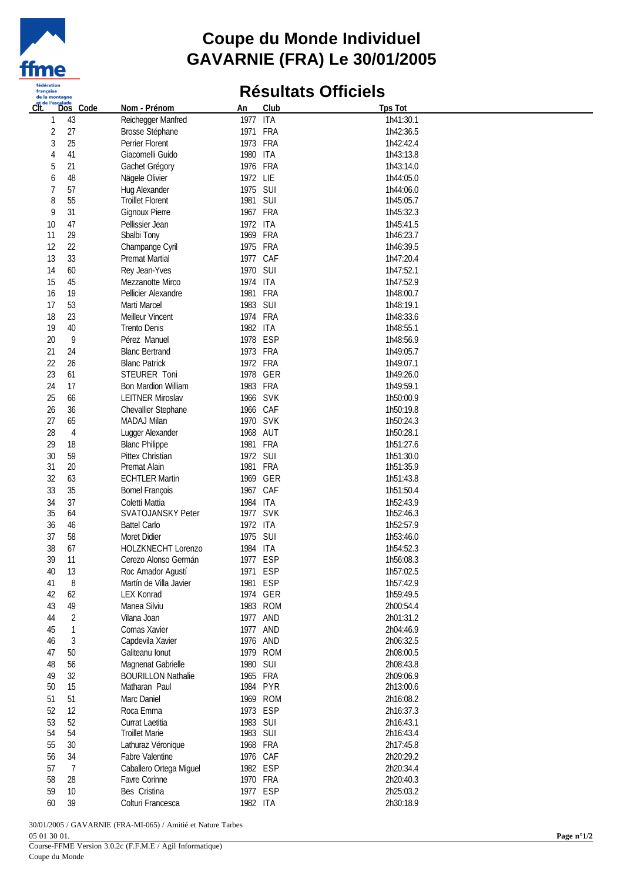# Coupe du Monde Individuel
# GAVARNIE (FRA) Le 30/01/2005

## Résultats Officiels

| Clt. | Dos | Code | Nom - Prénom | An | Club | Tps Tot |
|---|---|---|---|---|---|---|
| 1 | 43 | | Reichegger Manfred | 1977 | ITA | 1h41:30.1 |
| 2 | 27 | | Brosse Stéphane | 1971 | FRA | 1h42:36.5 |
| 3 | 25 | | Perrier Florent | 1973 | FRA | 1h42:42.4 |
| 4 | 41 | | Giacomelli Guido | 1980 | ITA | 1h43:13.8 |
| 5 | 21 | | Gachet Grégory | 1976 | FRA | 1h43:14.0 |
| 6 | 48 | | Nägele Olivier | 1972 | LIE | 1h44:05.0 |
| 7 | 57 | | Hug Alexander | 1975 | SUI | 1h44:06.0 |
| 8 | 55 | | Troillet Florent | 1981 | SUI | 1h45:05.7 |
| 9 | 31 | | Gignoux Pierre | 1967 | FRA | 1h45:32.3 |
| 10 | 47 | | Pellissier Jean | 1972 | ITA | 1h45:41.5 |
| 11 | 29 | | Sbalbi Tony | 1969 | FRA | 1h46:23.7 |
| 12 | 22 | | Champange Cyril | 1975 | FRA | 1h46:39.5 |
| 13 | 33 | | Premat Martial | 1977 | CAF | 1h47:20.4 |
| 14 | 60 | | Rey Jean-Yves | 1970 | SUI | 1h47:52.1 |
| 15 | 45 | | Mezzanotte Mirco | 1974 | ITA | 1h47:52.9 |
| 16 | 19 | | Pellicier Alexandre | 1981 | FRA | 1h48:00.7 |
| 17 | 53 | | Marti Marcel | 1983 | SUI | 1h48:19.1 |
| 18 | 23 | | Meilleur Vincent | 1974 | FRA | 1h48:33.6 |
| 19 | 40 | | Trento Denis | 1982 | ITA | 1h48:55.1 |
| 20 | 9 | | Pérez Manuel | 1978 | ESP | 1h48:56.9 |
| 21 | 24 | | Blanc Bertrand | 1973 | FRA | 1h49:05.7 |
| 22 | 26 | | Blanc Patrick | 1972 | FRA | 1h49:07.1 |
| 23 | 61 | | STEURER Toni | 1978 | GER | 1h49:26.0 |
| 24 | 17 | | Bon Mardion William | 1983 | FRA | 1h49:59.1 |
| 25 | 66 | | LEITNER Miroslav | 1966 | SVK | 1h50:00.9 |
| 26 | 36 | | Chevallier Stephane | 1966 | CAF | 1h50:19.8 |
| 27 | 65 | | MADAJ Milan | 1970 | SVK | 1h50:24.3 |
| 28 | 4 | | Lugger Alexander | 1968 | AUT | 1h50:28.1 |
| 29 | 18 | | Blanc Philippe | 1981 | FRA | 1h51:27.6 |
| 30 | 59 | | Pittex Christian | 1972 | SUI | 1h51:30.0 |
| 31 | 20 | | Premat Alain | 1981 | FRA | 1h51:35.9 |
| 32 | 63 | | ECHTLER Martin | 1969 | GER | 1h51:43.8 |
| 33 | 35 | | Bomel François | 1967 | CAF | 1h51:50.4 |
| 34 | 37 | | Coletti Mattia | 1984 | ITA | 1h52:43.9 |
| 35 | 64 | | SVATOJANSKY Peter | 1977 | SVK | 1h52:46.3 |
| 36 | 46 | | Battel Carlo | 1972 | ITA | 1h52:57.9 |
| 37 | 58 | | Moret Didier | 1975 | SUI | 1h53:46.0 |
| 38 | 67 | | HOLZKNECHT Lorenzo | 1984 | ITA | 1h54:52.3 |
| 39 | 11 | | Cerezo Alonso Germán | 1977 | ESP | 1h56:08.3 |
| 40 | 13 | | Roc Amador Agustí | 1971 | ESP | 1h57:02.5 |
| 41 | 8 | | Martín de Villa Javier | 1981 | ESP | 1h57:42.9 |
| 42 | 62 | | LEX Konrad | 1974 | GER | 1h59:49.5 |
| 43 | 49 | | Manea Silviu | 1983 | ROM | 2h00:54.4 |
| 44 | 2 | | Vilana Joan | 1977 | AND | 2h01:31.2 |
| 45 | 1 | | Comas Xavier | 1977 | AND | 2h04:46.9 |
| 46 | 3 | | Capdevila Xavier | 1976 | AND | 2h06:32.5 |
| 47 | 50 | | Galiteanu Ionut | 1979 | ROM | 2h08:00.5 |
| 48 | 56 | | Magnenat Gabrielle | 1980 | SUI | 2h08:43.8 |
| 49 | 32 | | BOURILLON Nathalie | 1965 | FRA | 2h09:06.9 |
| 50 | 15 | | Matharan Paul | 1984 | PYR | 2h13:00.6 |
| 51 | 51 | | Marc Daniel | 1969 | ROM | 2h16:08.2 |
| 52 | 12 | | Roca Emma | 1973 | ESP | 2h16:37.3 |
| 53 | 52 | | Currat Laetitia | 1983 | SUI | 2h16:43.1 |
| 54 | 54 | | Troillet Marie | 1983 | SUI | 2h16:43.4 |
| 55 | 30 | | Lathuraz Véronique | 1968 | FRA | 2h17:45.8 |
| 56 | 34 | | Fabre Valentine | 1976 | CAF | 2h20:29.2 |
| 57 | 7 | | Caballero Ortega Miguel | 1982 | ESP | 2h20:34.4 |
| 58 | 28 | | Favre Corinne | 1970 | FRA | 2h20:40.3 |
| 59 | 10 | | Bes Cristina | 1977 | ESP | 2h25:03.2 |
| 60 | 39 | | Colturi Francesca | 1982 | ITA | 2h30:18.9 |

30/01/2005 / GAVARNIE (FRA-MI-065) / Amitié et Nature Tarbes
05 01 30 01.
Course-FFME Version 3.0.2c (F.F.M.E / Agil Informatique)
Coupe du Monde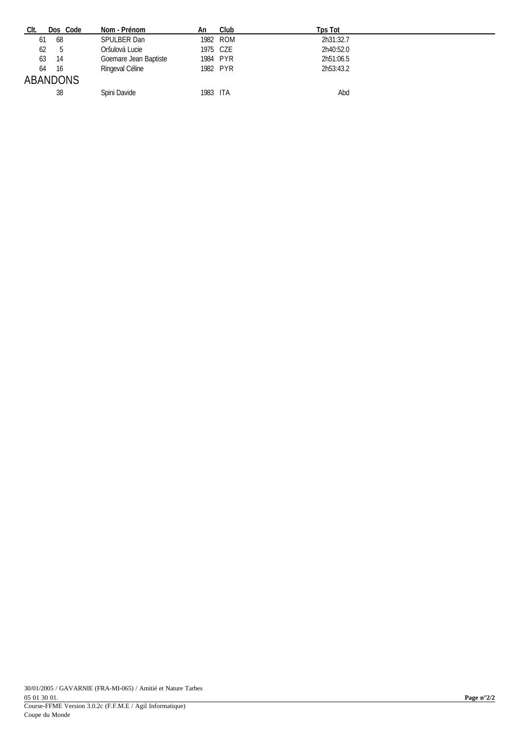| Clt. | Dos | Code | Nom - Prénom | An | Club | Tps Tot |
|---|---|---|---|---|---|---|
| 61 | 68 | | SPULBER Dan | 1982 | ROM | 2h31:32.7 |
| 62 | 5 | | Oršulová Lucie | 1975 | CZE | 2h40:52.0 |
| 63 | 14 | | Goemare Jean Baptiste | 1984 | PYR | 2h51:06.5 |
| 64 | 16 | | Ringeval Céline | 1982 | PYR | 2h53:43.2 |

## ABANDONS

| Clt. | Dos | Code | Nom - Prénom | An | Club | Tps Tot |
|---|---|---|---|---|---|---|
| | 38 | | Spini Davide | 1983 | ITA | Abd |

30/01/2005 / GAVARNIE (FRA-MI-065) / Amitié et Nature Tarbes
05 01 30 01.
Course-FFME Version 3.0.2c (F.F.M.E / Agil Informatique)
Coupe du Monde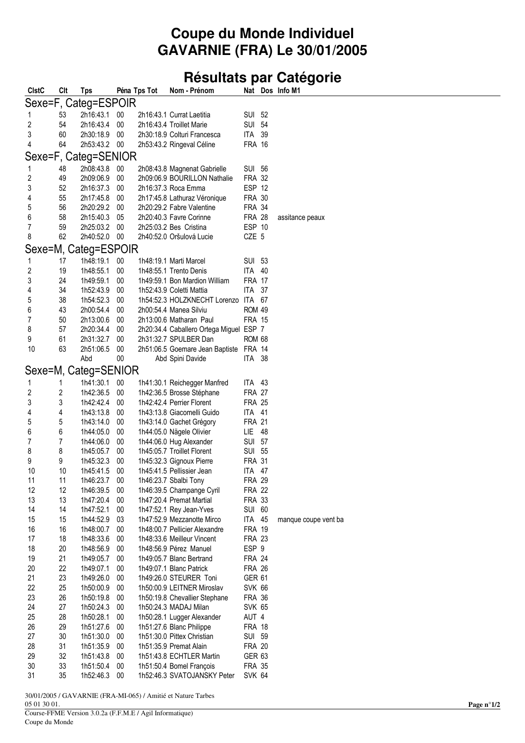# Coupe du Monde Individuel
# GAVARNIE (FRA) Le 30/01/2005

## Résultats par Catégorie

| ClstC | Clt | Tps | Péna | Tps Tot | Nom - Prénom | Nat | Dos | Info M1 |
|---|---|---|---|---|---|---|---|---|
| **Sexe=F, Categ=ESPOIR** | | | | | | | | |
| 1 | 53 | 2h16:43.1 | 00 | 2h16:43.1 | Currat Laetitia | SUI | 52 | |
| 2 | 54 | 2h16:43.4 | 00 | 2h16:43.4 | Troillet Marie | SUI | 54 | |
| 3 | 60 | 2h30:18.9 | 00 | 2h30:18.9 | Colturi Francesca | ITA | 39 | |
| 4 | 64 | 2h53:43.2 | 00 | 2h53:43.2 | Ringeval Céline | FRA | 16 | |
| **Sexe=F, Categ=SENIOR** | | | | | | | | |
| 1 | 48 | 2h08:43.8 | 00 | 2h08:43.8 | Magnenat Gabrielle | SUI | 56 | |
| 2 | 49 | 2h09:06.9 | 00 | 2h09:06.9 | BOURILLON Nathalie | FRA | 32 | |
| 3 | 52 | 2h16:37.3 | 00 | 2h16:37.3 | Roca Emma | ESP | 12 | |
| 4 | 55 | 2h17:45.8 | 00 | 2h17:45.8 | Lathuraz Véronique | FRA | 30 | |
| 5 | 56 | 2h20:29.2 | 00 | 2h20:29.2 | Fabre Valentine | FRA | 34 | |
| 6 | 58 | 2h15:40.3 | 05 | 2h20:40.3 | Favre Corinne | FRA | 28 | assitance peaux |
| 7 | 59 | 2h25:03.2 | 00 | 2h25:03.2 | Bes Cristina | ESP | 10 | |
| 8 | 62 | 2h40:52.0 | 00 | 2h40:52.0 | Oršulová Lucie | CZE | 5 | |
| **Sexe=M, Categ=ESPOIR** | | | | | | | | |
| 1 | 17 | 1h48:19.1 | 00 | 1h48:19.1 | Marti Marcel | SUI | 53 | |
| 2 | 19 | 1h48:55.1 | 00 | 1h48:55.1 | Trento Denis | ITA | 40 | |
| 3 | 24 | 1h49:59.1 | 00 | 1h49:59.1 | Bon Mardion William | FRA | 17 | |
| 4 | 34 | 1h52:43.9 | 00 | 1h52:43.9 | Coletti Mattia | ITA | 37 | |
| 5 | 38 | 1h54:52.3 | 00 | 1h54:52.3 | HOLZKNECHT Lorenzo | ITA | 67 | |
| 6 | 43 | 2h00:54.4 | 00 | 2h00:54.4 | Manea Silviu | ROM | 49 | |
| 7 | 50 | 2h13:00.6 | 00 | 2h13:00.6 | Matharan Paul | FRA | 15 | |
| 8 | 57 | 2h20:34.4 | 00 | 2h20:34.4 | Caballero Ortega Miguel | ESP | 7 | |
| 9 | 61 | 2h31:32.7 | 00 | 2h31:32.7 | SPULBER Dan | ROM | 68 | |
| 10 | 63 | 2h51:06.5 | 00 | 2h51:06.5 | Goemare Jean Baptiste | FRA | 14 | |
| | | Abd | 00 | Abd | Spini Davide | ITA | 38 | |
| **Sexe=M, Categ=SENIOR** | | | | | | | | |
| 1 | 1 | 1h41:30.1 | 00 | 1h41:30.1 | Reichegger Manfred | ITA | 43 | |
| 2 | 2 | 1h42:36.5 | 00 | 1h42:36.5 | Brosse Stéphane | FRA | 27 | |
| 3 | 3 | 1h42:42.4 | 00 | 1h42:42.4 | Perrier Florent | FRA | 25 | |
| 4 | 4 | 1h43:13.8 | 00 | 1h43:13.8 | Giacomelli Guido | ITA | 41 | |
| 5 | 5 | 1h43:14.0 | 00 | 1h43:14.0 | Gachet Grégory | FRA | 21 | |
| 6 | 6 | 1h44:05.0 | 00 | 1h44:05.0 | Nägele Olivier | LIE | 48 | |
| 7 | 7 | 1h44:06.0 | 00 | 1h44:06.0 | Hug Alexander | SUI | 57 | |
| 8 | 8 | 1h45:05.7 | 00 | 1h45:05.7 | Troillet Florent | SUI | 55 | |
| 9 | 9 | 1h45:32.3 | 00 | 1h45:32.3 | Gignoux Pierre | FRA | 31 | |
| 10 | 10 | 1h45:41.5 | 00 | 1h45:41.5 | Pellissier Jean | ITA | 47 | |
| 11 | 11 | 1h46:23.7 | 00 | 1h46:23.7 | Sbalbi Tony | FRA | 29 | |
| 12 | 12 | 1h46:39.5 | 00 | 1h46:39.5 | Champange Cyril | FRA | 22 | |
| 13 | 13 | 1h47:20.4 | 00 | 1h47:20.4 | Premat Martial | FRA | 33 | |
| 14 | 14 | 1h47:52.1 | 00 | 1h47:52.1 | Rey Jean-Yves | SUI | 60 | |
| 15 | 15 | 1h44:52.9 | 03 | 1h47:52.9 | Mezzanotte Mirco | ITA | 45 | manque coupe vent ba |
| 16 | 16 | 1h48:00.7 | 00 | 1h48:00.7 | Pellicier Alexandre | FRA | 19 | |
| 17 | 18 | 1h48:33.6 | 00 | 1h48:33.6 | Meilleur Vincent | FRA | 23 | |
| 18 | 20 | 1h48:56.9 | 00 | 1h48:56.9 | Pérez Manuel | ESP | 9 | |
| 19 | 21 | 1h49:05.7 | 00 | 1h49:05.7 | Blanc Bertrand | FRA | 24 | |
| 20 | 22 | 1h49:07.1 | 00 | 1h49:07.1 | Blanc Patrick | FRA | 26 | |
| 21 | 23 | 1h49:26.0 | 00 | 1h49:26.0 | STEURER Toni | GER | 61 | |
| 22 | 25 | 1h50:00.9 | 00 | 1h50:00.9 | LEITNER Miroslav | SVK | 66 | |
| 23 | 26 | 1h50:19.8 | 00 | 1h50:19.8 | Chevallier Stephane | FRA | 36 | |
| 24 | 27 | 1h50:24.3 | 00 | 1h50:24.3 | MADAJ Milan | SVK | 65 | |
| 25 | 28 | 1h50:28.1 | 00 | 1h50:28.1 | Lugger Alexander | AUT | 4 | |
| 26 | 29 | 1h51:27.6 | 00 | 1h51:27.6 | Blanc Philippe | FRA | 18 | |
| 27 | 30 | 1h51:30.0 | 00 | 1h51:30.0 | Pittex Christian | SUI | 59 | |
| 28 | 31 | 1h51:35.9 | 00 | 1h51:35.9 | Premat Alain | FRA | 20 | |
| 29 | 32 | 1h51:43.8 | 00 | 1h51:43.8 | ECHTLER Martin | GER | 63 | |
| 30 | 33 | 1h51:50.4 | 00 | 1h51:50.4 | Bomel François | FRA | 35 | |
| 31 | 35 | 1h52:46.3 | 00 | 1h52:46.3 | SVATOJANSKY Peter | SVK | 64 | |

30/01/2005 / GAVARNIE (FRA-MI-065) / Amitié et Nature Tarbes
05 01 30 01.

Course-FFME Version 3.0.2a (F.F.M.E / Agil Informatique)
Coupe du Monde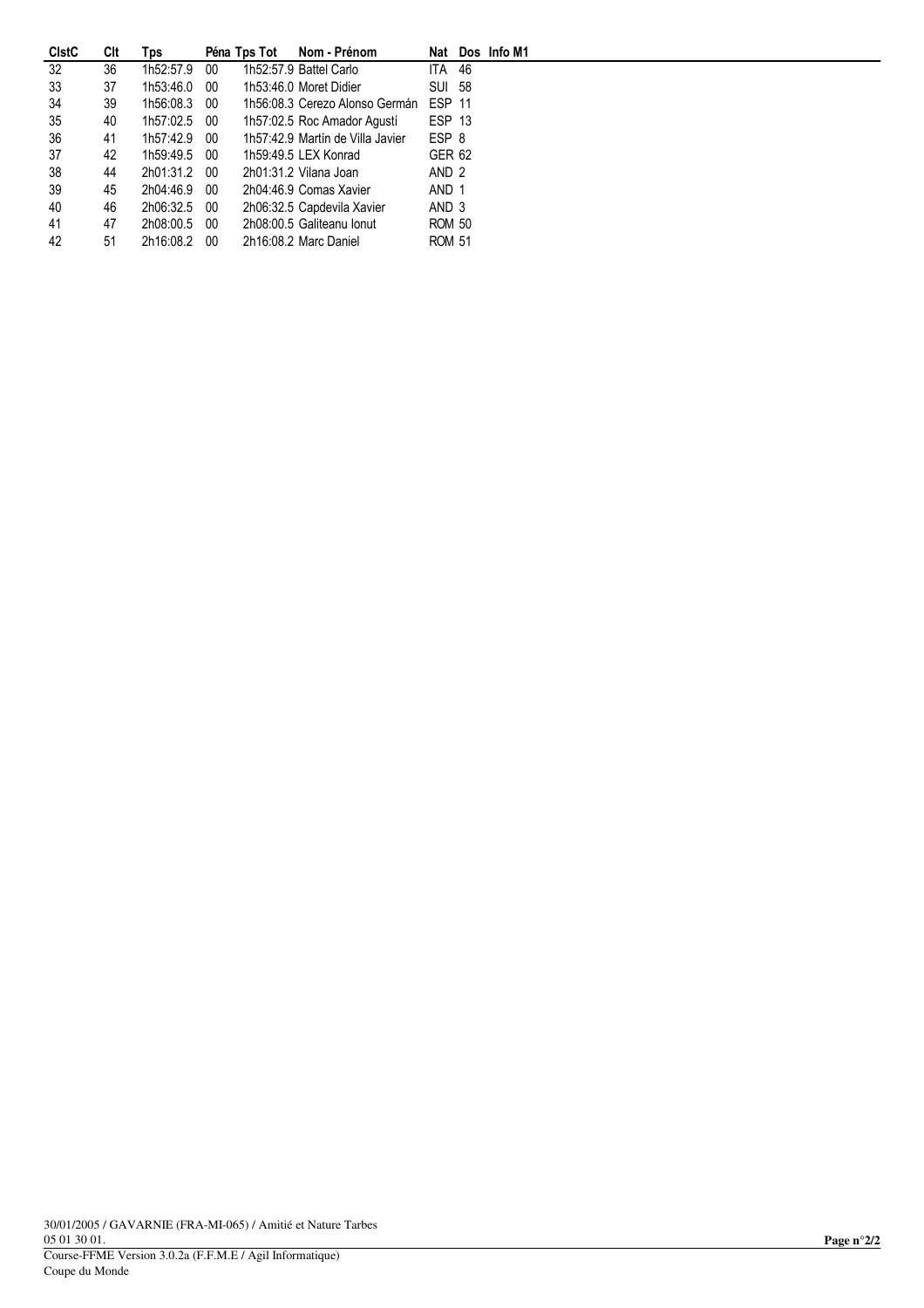| ClstC | Clt | Tps | Péna | Tps Tot | Nom - Prénom | Nat | Dos | Info M1 |
|---|---|---|---|---|---|---|---|---|
| 32 | 36 | 1h52:57.9 | 00 | 1h52:57.9 | Battel Carlo | ITA | 46 | |
| 33 | 37 | 1h53:46.0 | 00 | 1h53:46.0 | Moret Didier | SUI | 58 | |
| 34 | 39 | 1h56:08.3 | 00 | 1h56:08.3 | Cerezo Alonso Germán | ESP | 11 | |
| 35 | 40 | 1h57:02.5 | 00 | 1h57:02.5 | Roc Amador Agustí | ESP | 13 | |
| 36 | 41 | 1h57:42.9 | 00 | 1h57:42.9 | Martín de Villa Javier | ESP | 8 | |
| 37 | 42 | 1h59:49.5 | 00 | 1h59:49.5 | LEX Konrad | GER | 62 | |
| 38 | 44 | 2h01:31.2 | 00 | 2h01:31.2 | Vilana Joan | AND | 2 | |
| 39 | 45 | 2h04:46.9 | 00 | 2h04:46.9 | Comas Xavier | AND | 1 | |
| 40 | 46 | 2h06:32.5 | 00 | 2h06:32.5 | Capdevila Xavier | AND | 3 | |
| 41 | 47 | 2h08:00.5 | 00 | 2h08:00.5 | Galiteanu Ionut | ROM | 50 | |
| 42 | 51 | 2h16:08.2 | 00 | 2h16:08.2 | Marc Daniel | ROM | 51 | |

30/01/2005 / GAVARNIE (FRA-MI-065) / Amitié et Nature Tarbes
05 01 30 01.

Course-FFME Version 3.0.2a (F.F.M.E / Agil Informatique)
Coupe du Monde